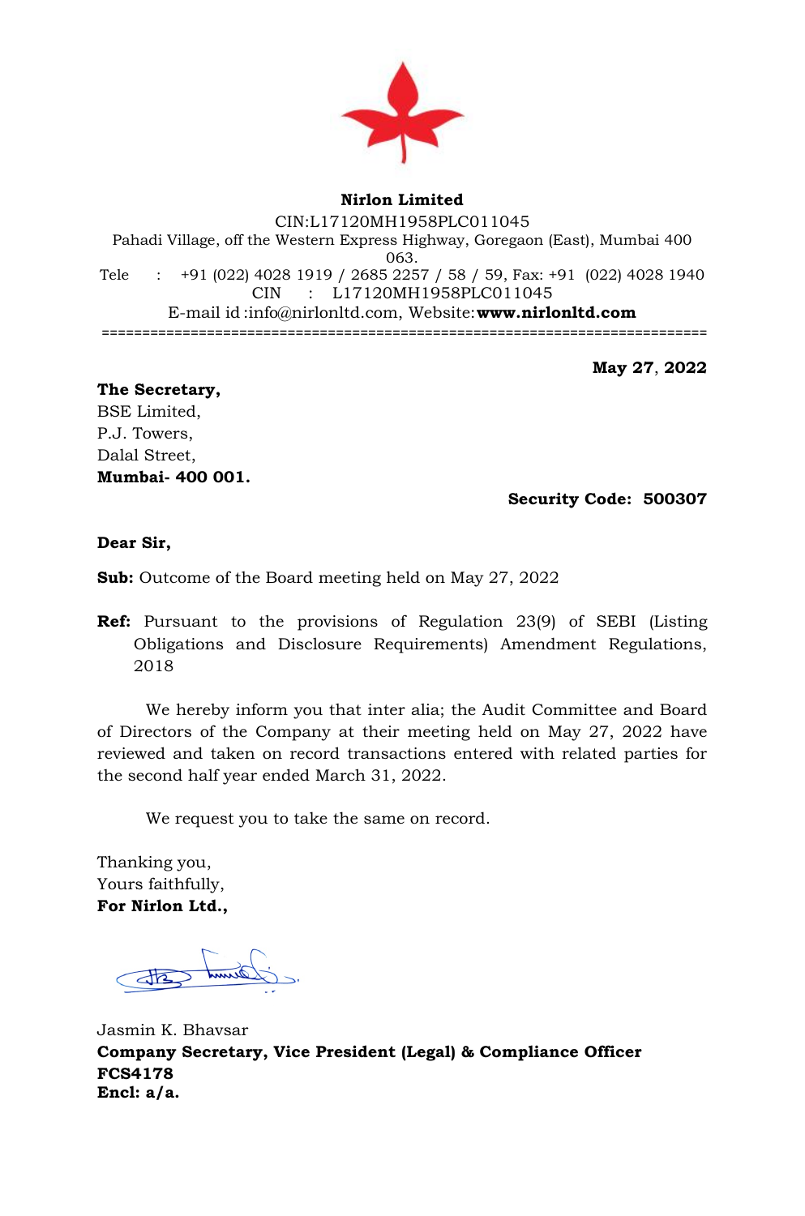**Nirlon Limited**

CIN:L17120MH1958PLC011045

Pahadi Village, off the Western Express Highway, Goregaon (East), Mumbai 400 063.

Tele : +91 (022) 4028 1919 / 2685 2257 / 58 / 59, Fax: +91 (022) 4028 1940

CIN : L17120MH1958PLC011045

E-mail id :info@nirlonltd.com, Website: **www.nirlonltd.com**

===========================================================================

**May 27, 2022**

**The Secretary,**
BSE Limited,
P.J. Towers,
Dalal Street,
**Mumbai- 400 001.**

**Security Code: 500307**

**Dear Sir,**

**Sub:** Outcome of the Board meeting held on May 27, 2022

**Ref:** Pursuant to the provisions of Regulation 23(9) of SEBI (Listing Obligations and Disclosure Requirements) Amendment Regulations, 2018

We hereby inform you that inter alia; the Audit Committee and Board of Directors of the Company at their meeting held on May 27, 2022 have reviewed and taken on record transactions entered with related parties for the second half year ended March 31, 2022.

We request you to take the same on record.

Thanking you,
Yours faithfully,
**For Nirlon Ltd.,**

Jasmin K. Bhavsar
**Company Secretary, Vice President (Legal) & Compliance Officer**
**FCS4178**
**Encl: a/a.**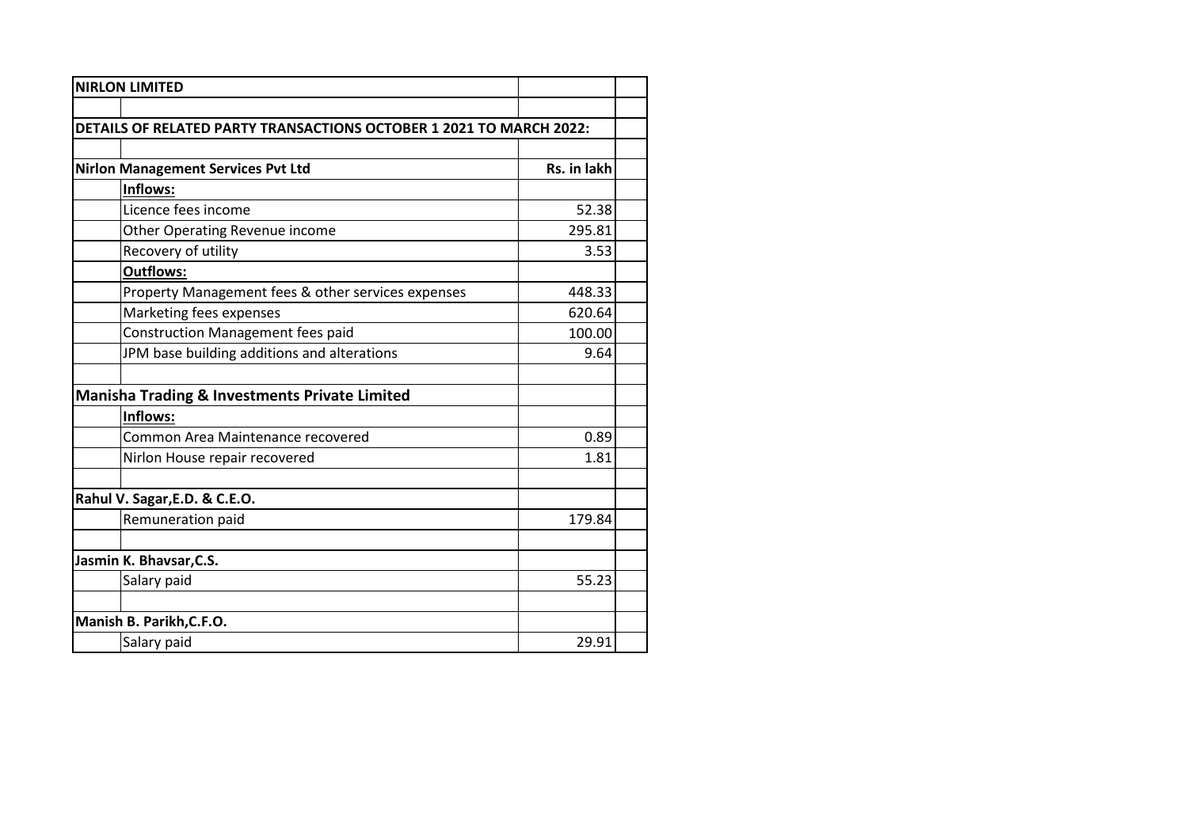## NIRLON LIMITED

### DETAILS OF RELATED PARTY TRANSACTIONS OCTOBER 1 2021 TO MARCH 2022:

| | | |
|---|---|---|
| **Nirlon Management Services Pvt Ltd** | | **Rs. in lakh** |
| | **Inflows:** | |
| | Licence fees income | 52.38 |
| | Other Operating Revenue income | 295.81 |
| | Recovery of utility | 3.53 |
| | **Outflows:** | |
| | Property Management fees & other services expenses | 448.33 |
| | Marketing fees expenses | 620.64 |
| | Construction Management fees paid | 100.00 |
| | JPM base building additions and alterations | 9.64 |
| | | |
| **Manisha Trading & Investments Private Limited** | | |
| | **Inflows:** | |
| | Common Area Maintenance recovered | 0.89 |
| | Nirlon House repair recovered | 1.81 |
| | | |
| **Rahul V. Sagar,E.D. & C.E.O.** | | |
| | Remuneration paid | 179.84 |
| | | |
| **Jasmin K. Bhavsar,C.S.** | | |
| | Salary paid | 55.23 |
| | | |
| **Manish B. Parikh,C.F.O.** | | |
| | Salary paid | 29.91 |